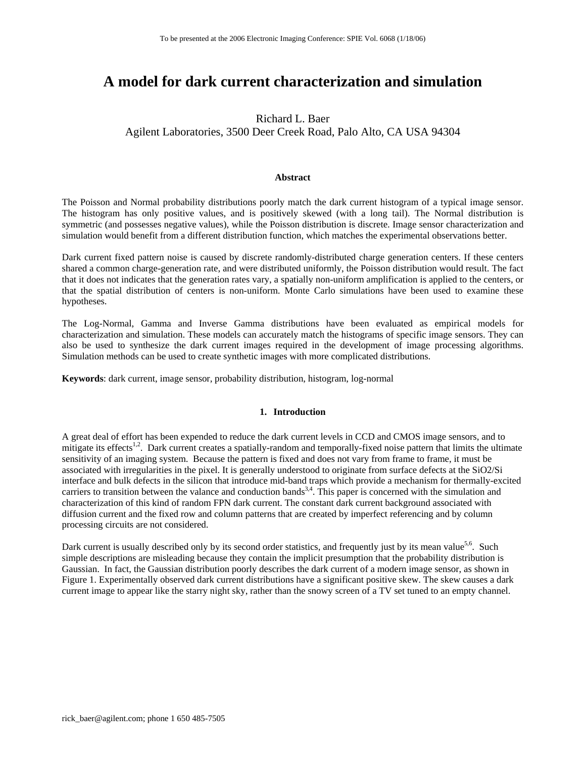# A model for dark current characterization and simulation

Richard L. Baer
Agilent Laboratories, 3500 Deer Creek Road, Palo Alto, CA USA 94304

### Abstract

The Poisson and Normal probability distributions poorly match the dark current histogram of a typical image sensor. The histogram has only positive values, and is positively skewed (with a long tail). The Normal distribution is symmetric (and possesses negative values), while the Poisson distribution is discrete. Image sensor characterization and simulation would benefit from a different distribution function, which matches the experimental observations better.

Dark current fixed pattern noise is caused by discrete randomly-distributed charge generation centers. If these centers shared a common charge-generation rate, and were distributed uniformly, the Poisson distribution would result. The fact that it does not indicates that the generation rates vary, a spatially non-uniform amplification is applied to the centers, or that the spatial distribution of centers is non-uniform. Monte Carlo simulations have been used to examine these hypotheses.

The Log-Normal, Gamma and Inverse Gamma distributions have been evaluated as empirical models for characterization and simulation. These models can accurately match the histograms of specific image sensors. They can also be used to synthesize the dark current images required in the development of image processing algorithms. Simulation methods can be used to create synthetic images with more complicated distributions.

**Keywords**: dark current, image sensor, probability distribution, histogram, log-normal

## 1. Introduction

A great deal of effort has been expended to reduce the dark current levels in CCD and CMOS image sensors, and to mitigate its effects[1,2]. Dark current creates a spatially-random and temporally-fixed noise pattern that limits the ultimate sensitivity of an imaging system. Because the pattern is fixed and does not vary from frame to frame, it must be associated with irregularities in the pixel. It is generally understood to originate from surface defects at the SiO2/Si interface and bulk defects in the silicon that introduce mid-band traps which provide a mechanism for thermally-excited carriers to transition between the valance and conduction bands[3,4]. This paper is concerned with the simulation and characterization of this kind of random FPN dark current. The constant dark current background associated with diffusion current and the fixed row and column patterns that are created by imperfect referencing and by column processing circuits are not considered.

Dark current is usually described only by its second order statistics, and frequently just by its mean value[5,6]. Such simple descriptions are misleading because they contain the implicit presumption that the probability distribution is Gaussian. In fact, the Gaussian distribution poorly describes the dark current of a modern image sensor, as shown in Figure 1. Experimentally observed dark current distributions have a significant positive skew. The skew causes a dark current image to appear like the starry night sky, rather than the snowy screen of a TV set tuned to an empty channel.

rick_baer@agilent.com; phone 1 650 485-7505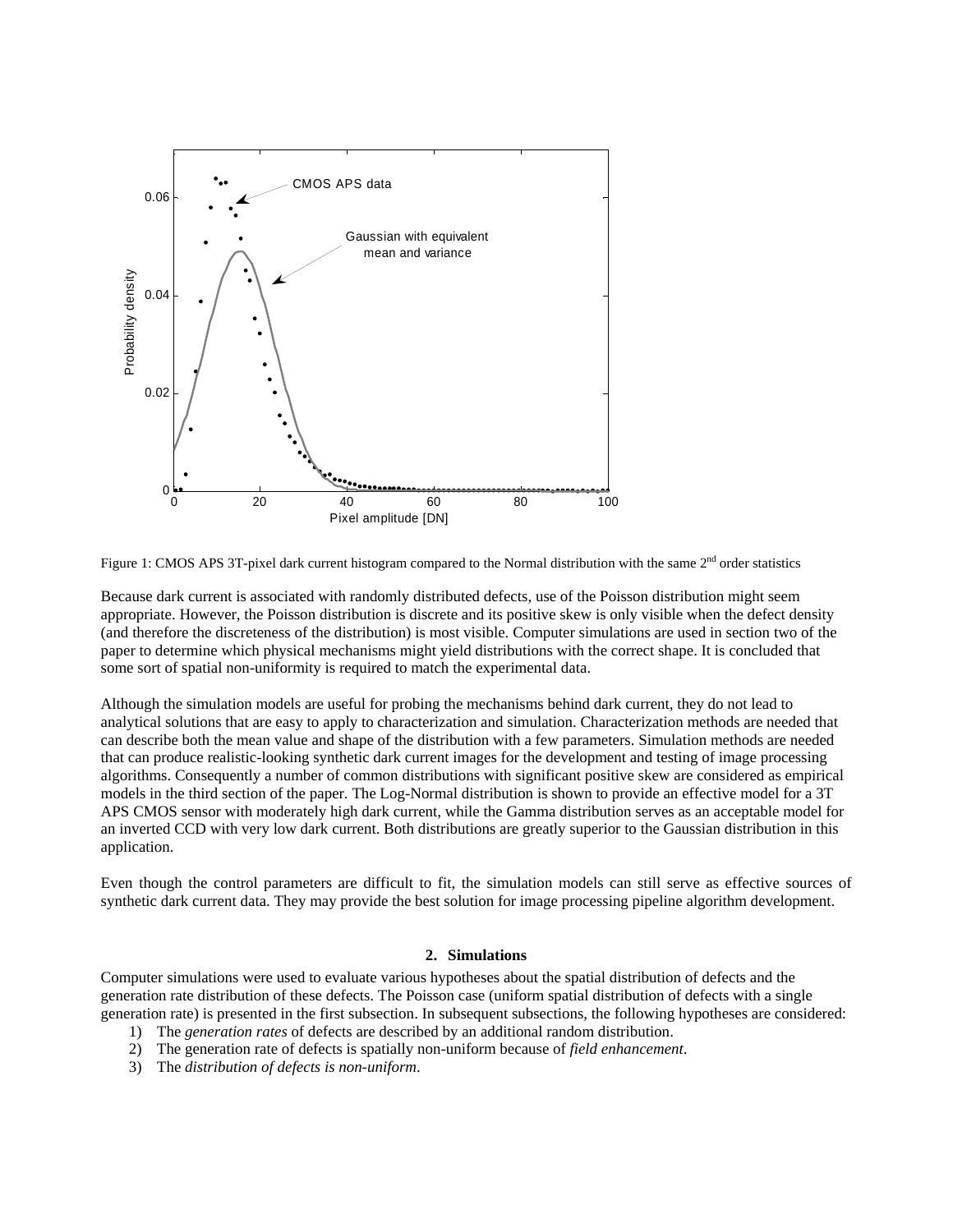CMOS APS data

Gaussian with equivalent mean and variance

0.06

0.04

0.02

0

Probability density

0 20 40 60 80 100

Pixel amplitude [DN]

Figure 1: CMOS APS 3T-pixel dark current histogram compared to the Normal distribution with the same 2nd order statistics

Because dark current is associated with randomly distributed defects, use of the Poisson distribution might seem appropriate. However, the Poisson distribution is discrete and its positive skew is only visible when the defect density (and therefore the discreteness of the distribution) is most visible. Computer simulations are used in section two of the paper to determine which physical mechanisms might yield distributions with the correct shape. It is concluded that some sort of spatial non-uniformity is required to match the experimental data.

Although the simulation models are useful for probing the mechanisms behind dark current, they do not lead to analytical solutions that are easy to apply to characterization and simulation. Characterization methods are needed that can describe both the mean value and shape of the distribution with a few parameters. Simulation methods are needed that can produce realistic-looking synthetic dark current images for the development and testing of image processing algorithms. Consequently a number of common distributions with significant positive skew are considered as empirical models in the third section of the paper. The Log-Normal distribution is shown to provide an effective model for a 3T APS CMOS sensor with moderately high dark current, while the Gamma distribution serves as an acceptable model for an inverted CCD with very low dark current. Both distributions are greatly superior to the Gaussian distribution in this application.

Even though the control parameters are difficult to fit, the simulation models can still serve as effective sources of synthetic dark current data. They may provide the best solution for image processing pipeline algorithm development.

## 2. Simulations

Computer simulations were used to evaluate various hypotheses about the spatial distribution of defects and the generation rate distribution of these defects. The Poisson case (uniform spatial distribution of defects with a single generation rate) is presented in the first subsection. In subsequent subsections, the following hypotheses are considered:

1) The *generation rates* of defects are described by an additional random distribution.
2) The generation rate of defects is spatially non-uniform because of *field enhancement*.
3) The *distribution of defects is non-uniform*.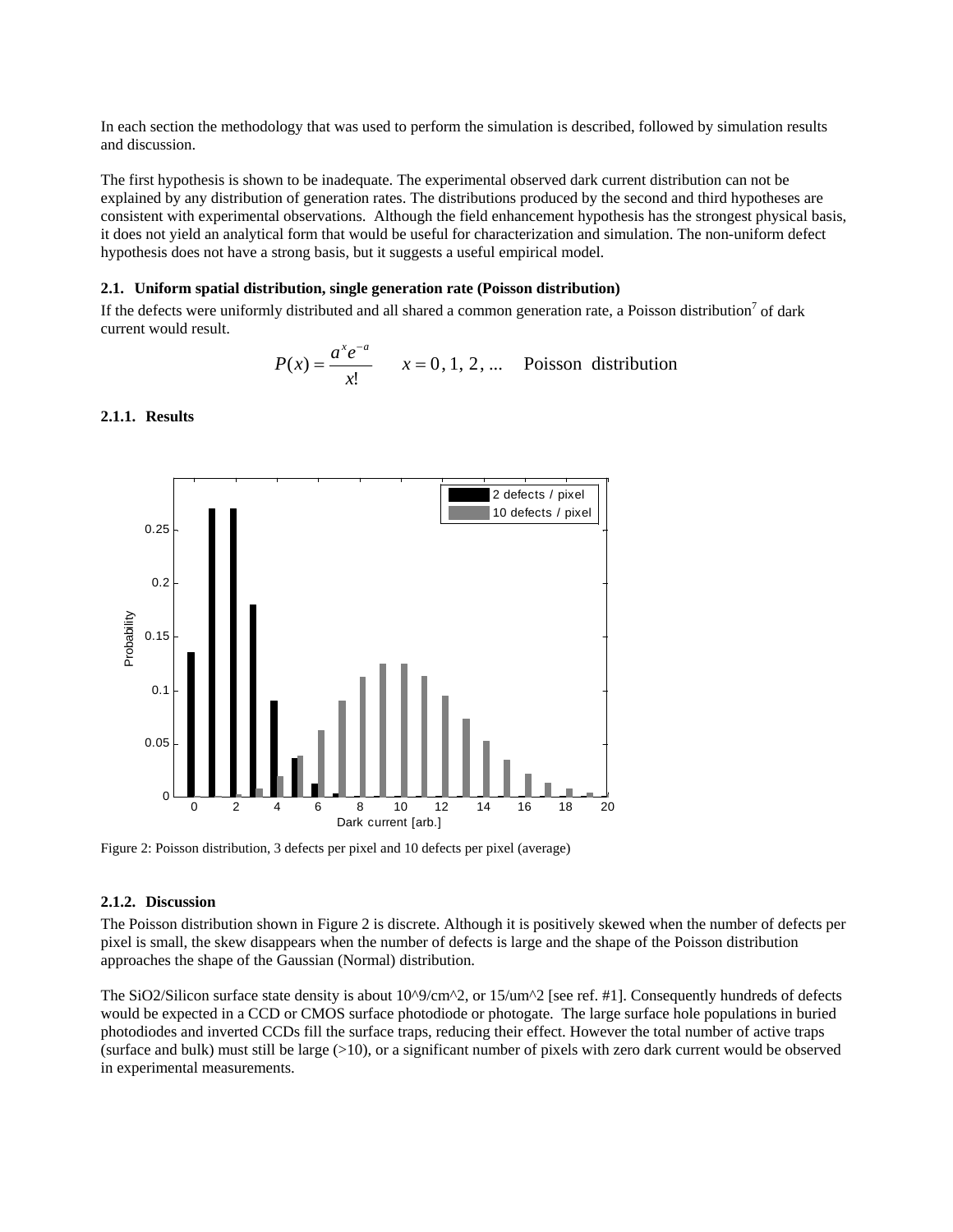In each section the methodology that was used to perform the simulation is described, followed by simulation results and discussion.

The first hypothesis is shown to be inadequate. The experimental observed dark current distribution can not be explained by any distribution of generation rates. The distributions produced by the second and third hypotheses are consistent with experimental observations. Although the field enhancement hypothesis has the strongest physical basis, it does not yield an analytical form that would be useful for characterization and simulation. The non-uniform defect hypothesis does not have a strong basis, but it suggests a useful empirical model.

### 2.1. Uniform spatial distribution, single generation rate (Poisson distribution)

If the defects were uniformly distributed and all shared a common generation rate, a Poisson distribution[7] of dark current would result.

$$P(x) = \frac{a^x e^{-a}}{x!} \qquad x = 0, 1, 2, \ldots \quad \text{Poisson distribution}$$

#### 2.1.1. Results

Figure 2: Poisson distribution, 3 defects per pixel and 10 defects per pixel (average)

#### 2.1.2. Discussion

The Poisson distribution shown in Figure 2 is discrete. Although it is positively skewed when the number of defects per pixel is small, the skew disappears when the number of defects is large and the shape of the Poisson distribution approaches the shape of the Gaussian (Normal) distribution.

The SiO2/Silicon surface state density is about 10^9/cm^2, or 15/um^2 [see ref. #1]. Consequently hundreds of defects would be expected in a CCD or CMOS surface photodiode or photogate. The large surface hole populations in buried photodiodes and inverted CCDs fill the surface traps, reducing their effect. However the total number of active traps (surface and bulk) must still be large (>10), or a significant number of pixels with zero dark current would be observed in experimental measurements.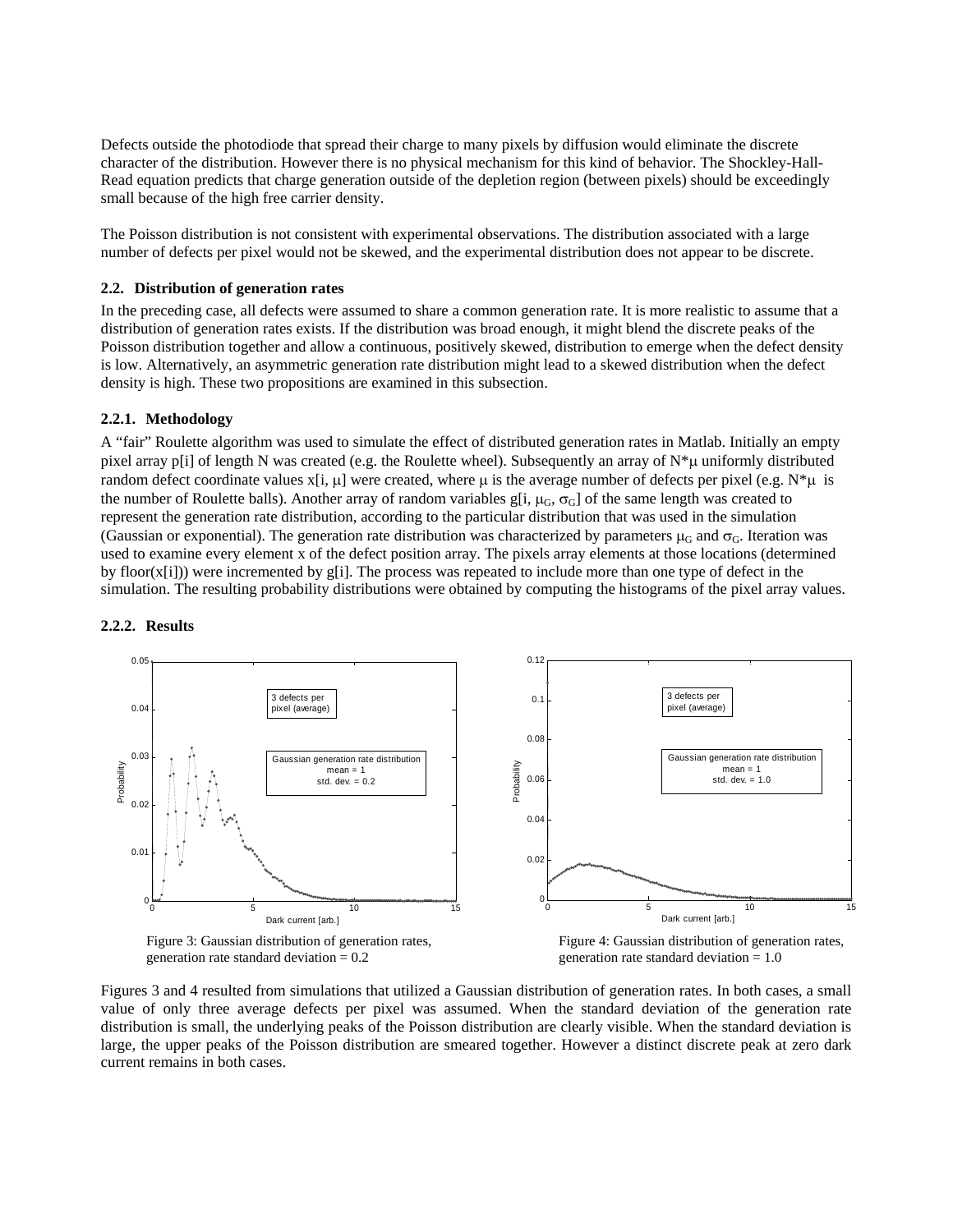Defects outside the photodiode that spread their charge to many pixels by diffusion would eliminate the discrete character of the distribution. However there is no physical mechanism for this kind of behavior. The Shockley-Hall-Read equation predicts that charge generation outside of the depletion region (between pixels) should be exceedingly small because of the high free carrier density.

The Poisson distribution is not consistent with experimental observations. The distribution associated with a large number of defects per pixel would not be skewed, and the experimental distribution does not appear to be discrete.

### 2.2. Distribution of generation rates

In the preceding case, all defects were assumed to share a common generation rate. It is more realistic to assume that a distribution of generation rates exists. If the distribution was broad enough, it might blend the discrete peaks of the Poisson distribution together and allow a continuous, positively skewed, distribution to emerge when the defect density is low. Alternatively, an asymmetric generation rate distribution might lead to a skewed distribution when the defect density is high. These two propositions are examined in this subsection.

#### 2.2.1. Methodology

A "fair" Roulette algorithm was used to simulate the effect of distributed generation rates in Matlab. Initially an empty pixel array p[i] of length N was created (e.g. the Roulette wheel). Subsequently an array of $N*\mu$ uniformly distributed random defect coordinate values $x[i, \mu]$ were created, where $\mu$ is the average number of defects per pixel (e.g. $N*\mu$ is the number of Roulette balls). Another array of random variables $g[i, \mu_G, \sigma_G]$ of the same length was created to represent the generation rate distribution, according to the particular distribution that was used in the simulation (Gaussian or exponential). The generation rate distribution was characterized by parameters $\mu_G$ and $\sigma_G$. Iteration was used to examine every element x of the defect position array. The pixels array elements at those locations (determined by floor(x[i])) were incremented by g[i]. The process was repeated to include more than one type of defect in the simulation. The resulting probability distributions were obtained by computing the histograms of the pixel array values.

#### 2.2.2. Results

Figure 3: Gaussian distribution of generation rates, generation rate standard deviation = 0.2

Figure 4: Gaussian distribution of generation rates, generation rate standard deviation = 1.0

Figures 3 and 4 resulted from simulations that utilized a Gaussian distribution of generation rates. In both cases, a small value of only three average defects per pixel was assumed. When the standard deviation of the generation rate distribution is small, the underlying peaks of the Poisson distribution are clearly visible. When the standard deviation is large, the upper peaks of the Poisson distribution are smeared together. However a distinct discrete peak at zero dark current remains in both cases.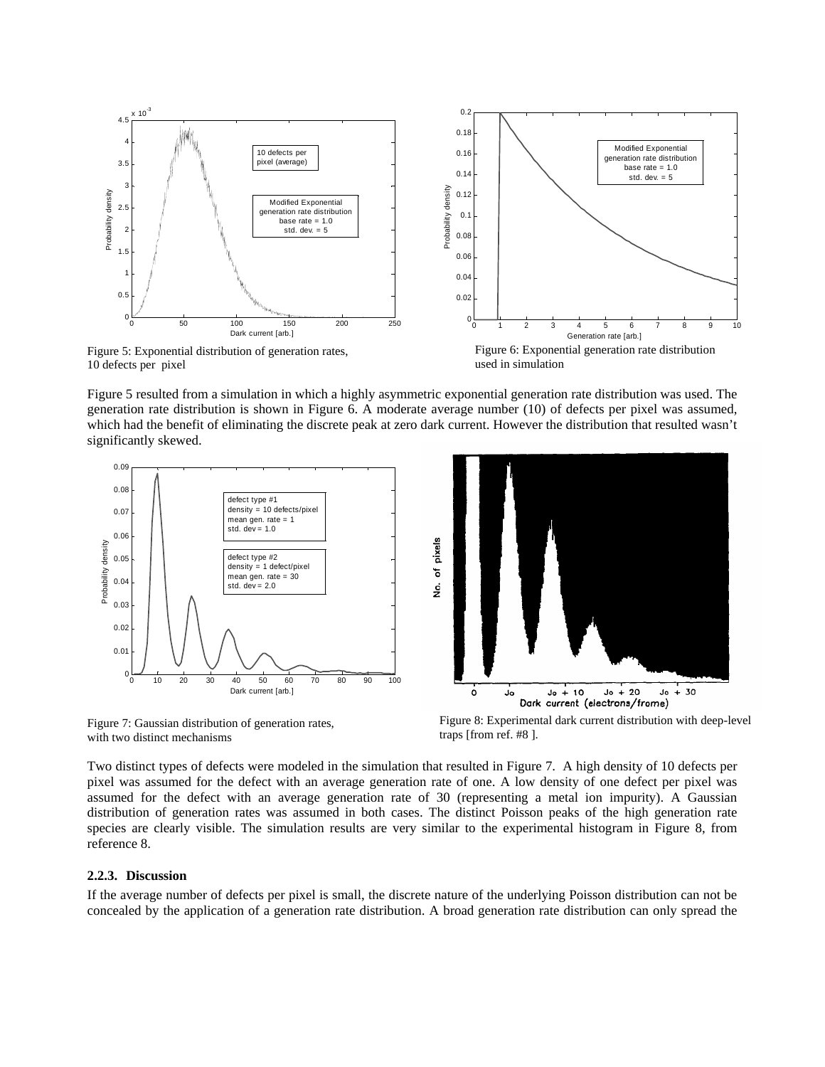Figure 5: Exponential distribution of generation rates, 10 defects per pixel

Figure 6: Exponential generation rate distribution used in simulation

Figure 5 resulted from a simulation in which a highly asymmetric exponential generation rate distribution was used. The generation rate distribution is shown in Figure 6. A moderate average number (10) of defects per pixel was assumed, which had the benefit of eliminating the discrete peak at zero dark current. However the distribution that resulted wasn't significantly skewed.

Figure 7: Gaussian distribution of generation rates, with two distinct mechanisms

Figure 8: Experimental dark current distribution with deep-level traps [from ref. #8 ].

Two distinct types of defects were modeled in the simulation that resulted in Figure 7. A high density of 10 defects per pixel was assumed for the defect with an average generation rate of one. A low density of one defect per pixel was assumed for the defect with an average generation rate of 30 (representing a metal ion impurity). A Gaussian distribution of generation rates was assumed in both cases. The distinct Poisson peaks of the high generation rate species are clearly visible. The simulation results are very similar to the experimental histogram in Figure 8, from reference 8.

### 2.2.3. Discussion

If the average number of defects per pixel is small, the discrete nature of the underlying Poisson distribution can not be concealed by the application of a generation rate distribution. A broad generation rate distribution can only spread the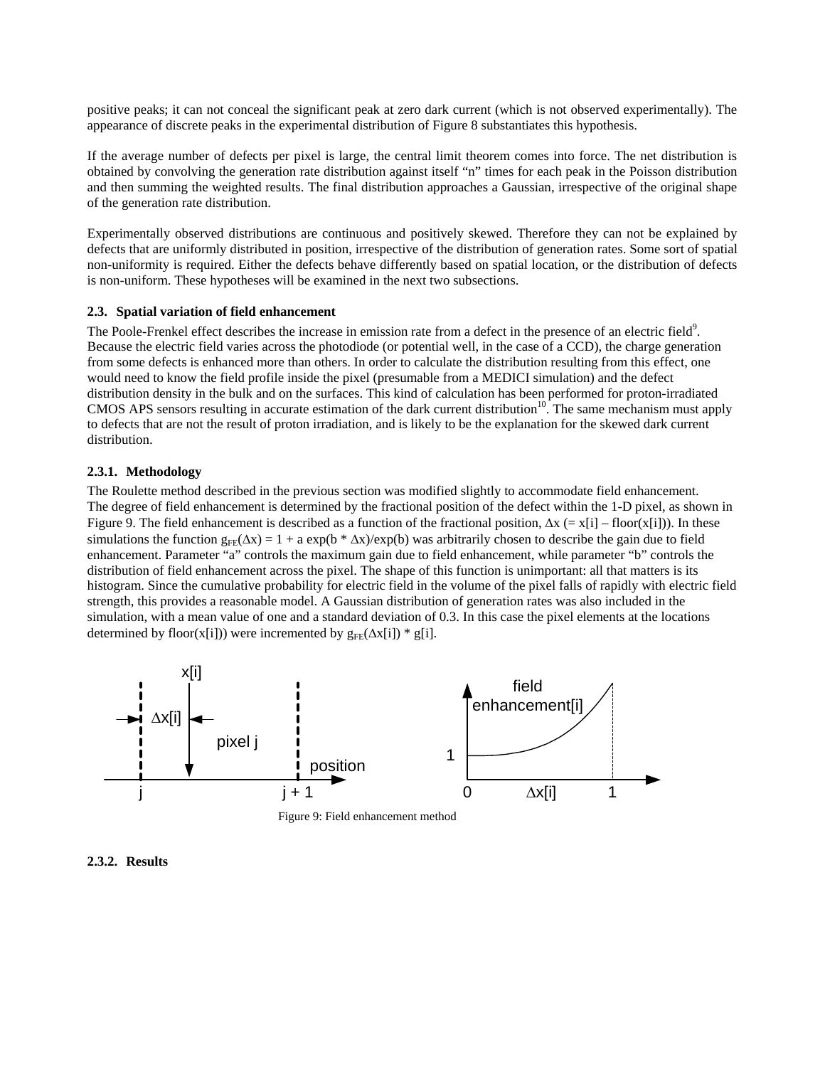positive peaks; it can not conceal the significant peak at zero dark current (which is not observed experimentally). The appearance of discrete peaks in the experimental distribution of Figure 8 substantiates this hypothesis.

If the average number of defects per pixel is large, the central limit theorem comes into force. The net distribution is obtained by convolving the generation rate distribution against itself "n" times for each peak in the Poisson distribution and then summing the weighted results. The final distribution approaches a Gaussian, irrespective of the original shape of the generation rate distribution.

Experimentally observed distributions are continuous and positively skewed. Therefore they can not be explained by defects that are uniformly distributed in position, irrespective of the distribution of generation rates. Some sort of spatial non-uniformity is required. Either the defects behave differently based on spatial location, or the distribution of defects is non-uniform. These hypotheses will be examined in the next two subsections.

### 2.3. Spatial variation of field enhancement

The Poole-Frenkel effect describes the increase in emission rate from a defect in the presence of an electric field[9]. Because the electric field varies across the photodiode (or potential well, in the case of a CCD), the charge generation from some defects is enhanced more than others. In order to calculate the distribution resulting from this effect, one would need to know the field profile inside the pixel (presumable from a MEDICI simulation) and the defect distribution density in the bulk and on the surfaces. This kind of calculation has been performed for proton-irradiated CMOS APS sensors resulting in accurate estimation of the dark current distribution[10]. The same mechanism must apply to defects that are not the result of proton irradiation, and is likely to be the explanation for the skewed dark current distribution.

#### 2.3.1. Methodology

The Roulette method described in the previous section was modified slightly to accommodate field enhancement. The degree of field enhancement is determined by the fractional position of the defect within the 1-D pixel, as shown in Figure 9. The field enhancement is described as a function of the fractional position, $\Delta x$ (= x[i] – floor(x[i])). In these simulations the function $g_{FE}(\Delta x) = 1 + a \exp(b * \Delta x)/\exp(b)$ was arbitrarily chosen to describe the gain due to field enhancement. Parameter "a" controls the maximum gain due to field enhancement, while parameter "b" controls the distribution of field enhancement across the pixel. The shape of this function is unimportant: all that matters is its histogram. Since the cumulative probability for electric field in the volume of the pixel falls of rapidly with electric field strength, this provides a reasonable model. A Gaussian distribution of generation rates was also included in the simulation, with a mean value of one and a standard deviation of 0.3. In this case the pixel elements at the locations determined by floor(x[i])) were incremented by $g_{FE}(\Delta x[i]) * g[i]$.

Figure 9: Field enhancement method

#### 2.3.2. Results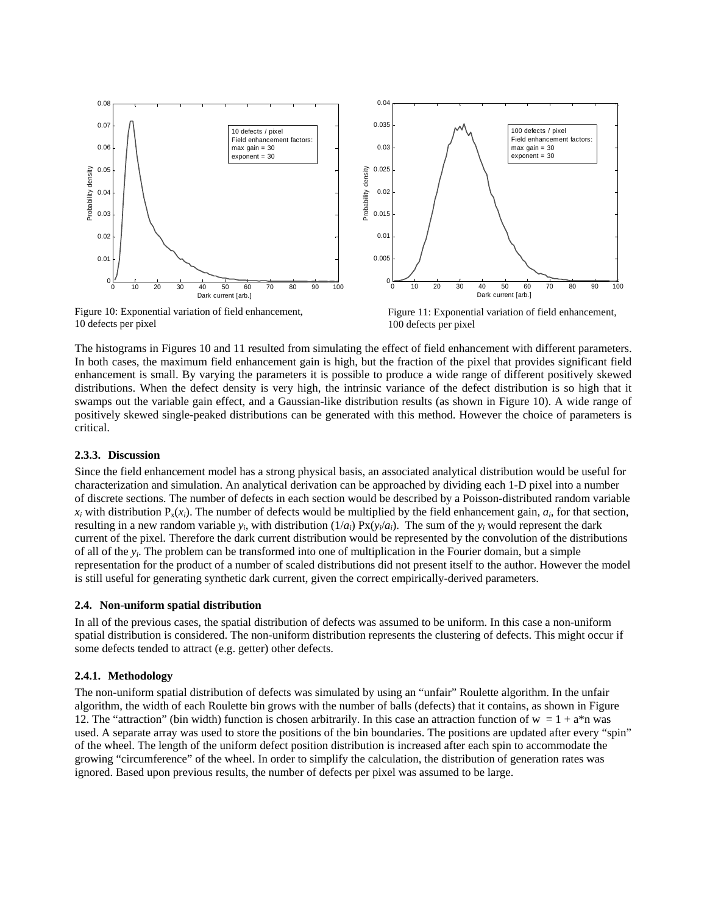Figure 10: Exponential variation of field enhancement, 10 defects per pixel

Figure 11: Exponential variation of field enhancement, 100 defects per pixel

The histograms in Figures 10 and 11 resulted from simulating the effect of field enhancement with different parameters. In both cases, the maximum field enhancement gain is high, but the fraction of the pixel that provides significant field enhancement is small. By varying the parameters it is possible to produce a wide range of different positively skewed distributions. When the defect density is very high, the intrinsic variance of the defect distribution is so high that it swamps out the variable gain effect, and a Gaussian-like distribution results (as shown in Figure 10). A wide range of positively skewed single-peaked distributions can be generated with this method. However the choice of parameters is critical.

### 2.3.3. Discussion

Since the field enhancement model has a strong physical basis, an associated analytical distribution would be useful for characterization and simulation. An analytical derivation can be approached by dividing each 1-D pixel into a number of discrete sections. The number of defects in each section would be described by a Poisson-distributed random variable $x_i$ with distribution $P_x(x_i)$. The number of defects would be multiplied by the field enhancement gain, $a_i$, for that section, resulting in a new random variable $y_i$, with distribution $(1/a_i)\,Px(y_i/a_i)$. The sum of the $y_i$ would represent the dark current of the pixel. Therefore the dark current distribution would be represented by the convolution of the distributions of all of the $y_i$. The problem can be transformed into one of multiplication in the Fourier domain, but a simple representation for the product of a number of scaled distributions did not present itself to the author. However the model is still useful for generating synthetic dark current, given the correct empirically-derived parameters.

## 2.4. Non-uniform spatial distribution

In all of the previous cases, the spatial distribution of defects was assumed to be uniform. In this case a non-uniform spatial distribution is considered. The non-uniform distribution represents the clustering of defects. This might occur if some defects tended to attract (e.g. getter) other defects.

### 2.4.1. Methodology

The non-uniform spatial distribution of defects was simulated by using an "unfair" Roulette algorithm. In the unfair algorithm, the width of each Roulette bin grows with the number of balls (defects) that it contains, as shown in Figure 12. The "attraction" (bin width) function is chosen arbitrarily. In this case an attraction function of $w = 1 + a*n$ was used. A separate array was used to store the positions of the bin boundaries. The positions are updated after every "spin" of the wheel. The length of the uniform defect position distribution is increased after each spin to accommodate the growing "circumference" of the wheel. In order to simplify the calculation, the distribution of generation rates was ignored. Based upon previous results, the number of defects per pixel was assumed to be large.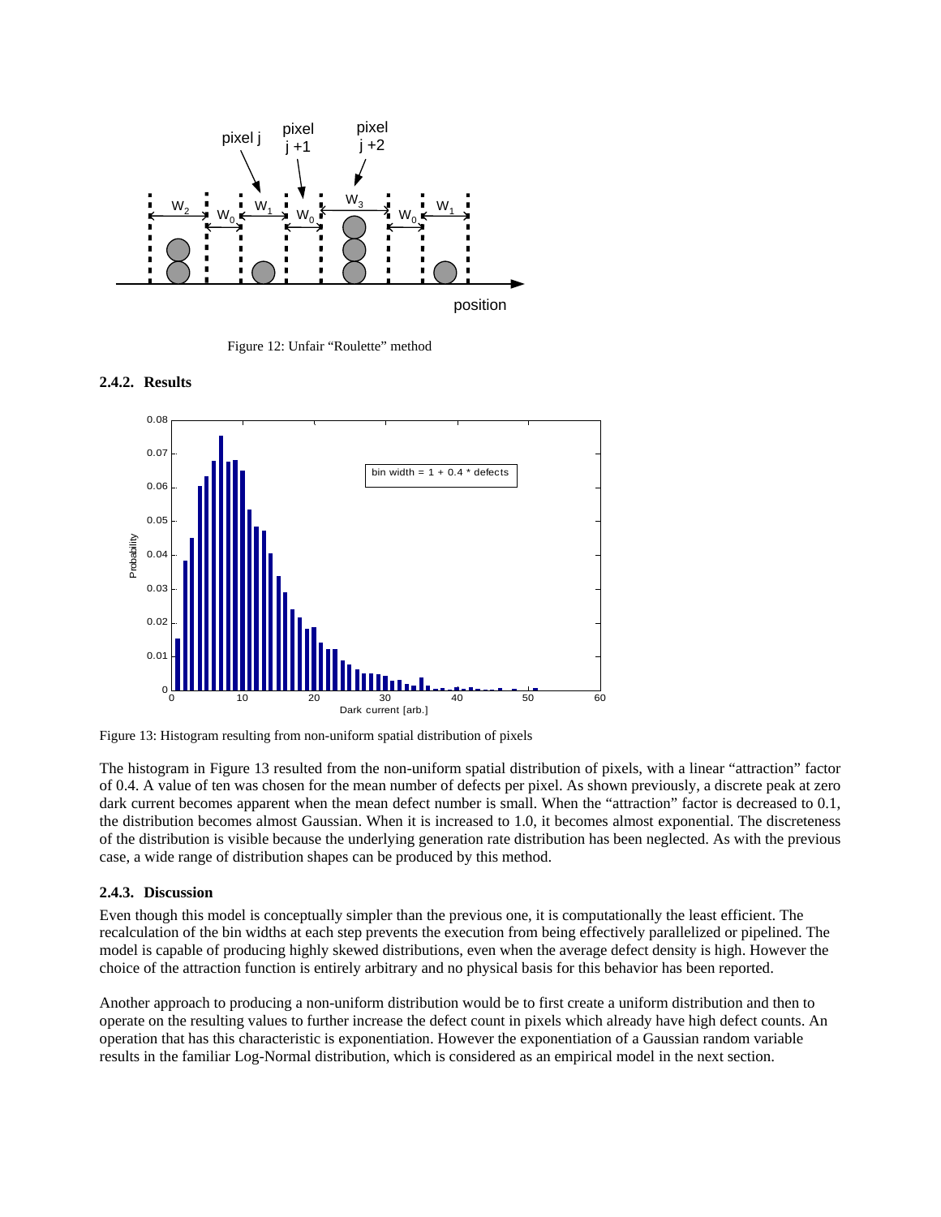Figure 12: Unfair "Roulette" method

### 2.4.2. Results

Figure 13: Histogram resulting from non-uniform spatial distribution of pixels

The histogram in Figure 13 resulted from the non-uniform spatial distribution of pixels, with a linear "attraction" factor of 0.4. A value of ten was chosen for the mean number of defects per pixel. As shown previously, a discrete peak at zero dark current becomes apparent when the mean defect number is small. When the "attraction" factor is decreased to 0.1, the distribution becomes almost Gaussian. When it is increased to 1.0, it becomes almost exponential. The discreteness of the distribution is visible because the underlying generation rate distribution has been neglected. As with the previous case, a wide range of distribution shapes can be produced by this method.

### 2.4.3. Discussion

Even though this model is conceptually simpler than the previous one, it is computationally the least efficient. The recalculation of the bin widths at each step prevents the execution from being effectively parallelized or pipelined. The model is capable of producing highly skewed distributions, even when the average defect density is high. However the choice of the attraction function is entirely arbitrary and no physical basis for this behavior has been reported.

Another approach to producing a non-uniform distribution would be to first create a uniform distribution and then to operate on the resulting values to further increase the defect count in pixels which already have high defect counts. An operation that has this characteristic is exponentiation. However the exponentiation of a Gaussian random variable results in the familiar Log-Normal distribution, which is considered as an empirical model in the next section.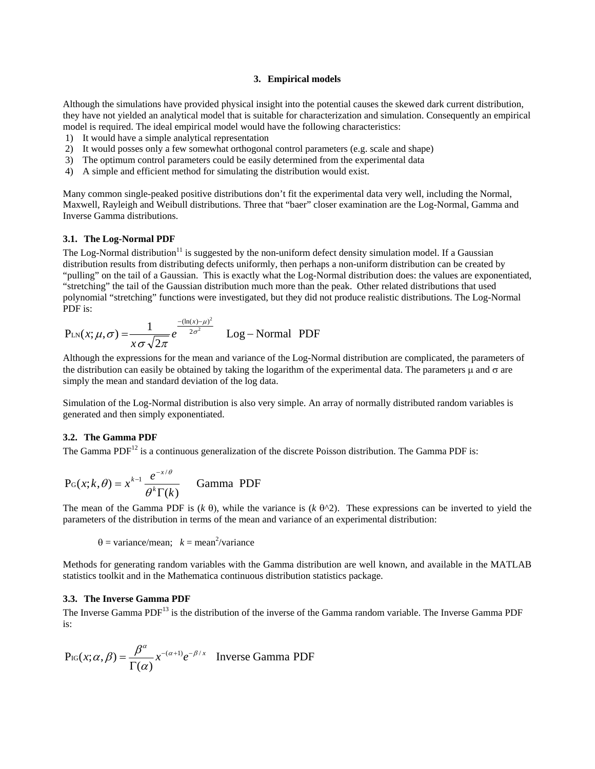## 3. Empirical models

Although the simulations have provided physical insight into the potential causes the skewed dark current distribution, they have not yielded an analytical model that is suitable for characterization and simulation. Consequently an empirical model is required. The ideal empirical model would have the following characteristics:

1) It would have a simple analytical representation
2) It would posses only a few somewhat orthogonal control parameters (e.g. scale and shape)
3) The optimum control parameters could be easily determined from the experimental data
4) A simple and efficient method for simulating the distribution would exist.

Many common single-peaked positive distributions don't fit the experimental data very well, including the Normal, Maxwell, Rayleigh and Weibull distributions. Three that "baer" closer examination are the Log-Normal, Gamma and Inverse Gamma distributions.

### 3.1. The Log-Normal PDF

The Log-Normal distribution[11] is suggested by the non-uniform defect density simulation model. If a Gaussian distribution results from distributing defects uniformly, then perhaps a non-uniform distribution can be created by "pulling" on the tail of a Gaussian. This is exactly what the Log-Normal distribution does: the values are exponentiated, "stretching" the tail of the Gaussian distribution much more than the peak. Other related distributions that used polynomial "stretching" functions were investigated, but they did not produce realistic distributions. The Log-Normal PDF is:

$$\mathrm{P_{LN}}(x;\mu,\sigma) = \frac{1}{x\,\sigma\sqrt{2\pi}} e^{\frac{-(\ln(x)-\mu)^2}{2\sigma^2}} \quad \text{Log – Normal PDF}$$

Although the expressions for the mean and variance of the Log-Normal distribution are complicated, the parameters of the distribution can easily be obtained by taking the logarithm of the experimental data. The parameters $\mu$ and $\sigma$ are simply the mean and standard deviation of the log data.

Simulation of the Log-Normal distribution is also very simple. An array of normally distributed random variables is generated and then simply exponentiated.

### 3.2. The Gamma PDF

The Gamma PDF[12] is a continuous generalization of the discrete Poisson distribution. The Gamma PDF is:

$$\mathrm{P_G}(x;k,\theta) = x^{k-1}\frac{e^{-x/\theta}}{\theta^k\Gamma(k)} \quad \text{Gamma PDF}$$

The mean of the Gamma PDF is ($k\,\theta$), while the variance is ($k\,\theta$^2). These expressions can be inverted to yield the parameters of the distribution in terms of the mean and variance of an experimental distribution:

$\theta$ = variance/mean; $k$ = mean$^2$/variance

Methods for generating random variables with the Gamma distribution are well known, and available in the MATLAB statistics toolkit and in the Mathematica continuous distribution statistics package.

### 3.3. The Inverse Gamma PDF

The Inverse Gamma PDF[13] is the distribution of the inverse of the Gamma random variable. The Inverse Gamma PDF is:

$$\mathrm{P_{IG}}(x;\alpha,\beta) = \frac{\beta^\alpha}{\Gamma(\alpha)} x^{-(\alpha+1)} e^{-\beta/x} \quad \text{Inverse Gamma PDF}$$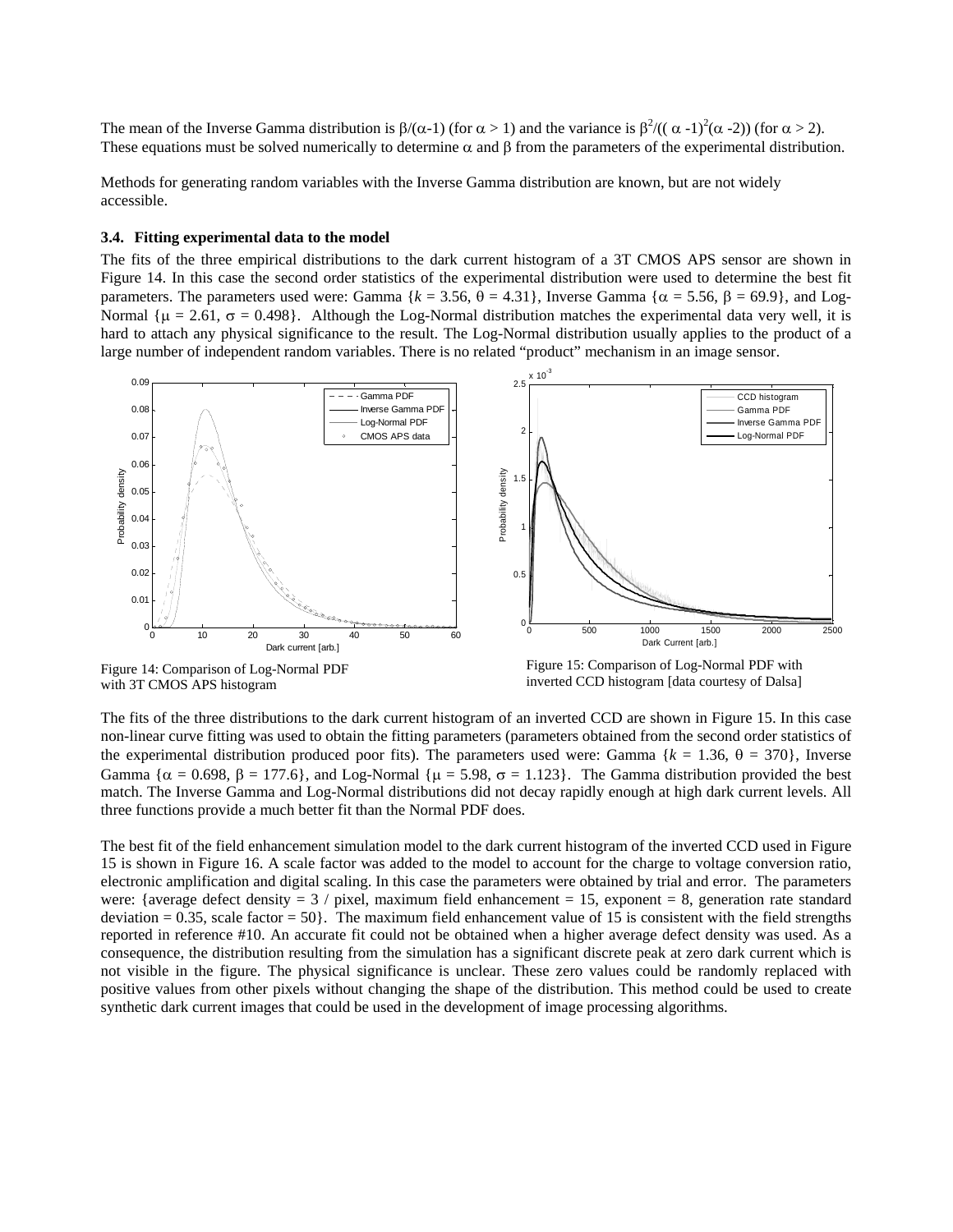The mean of the Inverse Gamma distribution is $\beta/(\alpha-1)$ (for $\alpha > 1$) and the variance is $\beta^2/((\alpha-1)^2(\alpha-2))$ (for $\alpha > 2$). These equations must be solved numerically to determine $\alpha$ and $\beta$ from the parameters of the experimental distribution.

Methods for generating random variables with the Inverse Gamma distribution are known, but are not widely accessible.

### 3.4. Fitting experimental data to the model

The fits of the three empirical distributions to the dark current histogram of a 3T CMOS APS sensor are shown in Figure 14. In this case the second order statistics of the experimental distribution were used to determine the best fit parameters. The parameters used were: Gamma $\{k = 3.56, \theta = 4.31\}$, Inverse Gamma $\{\alpha = 5.56, \beta = 69.9\}$, and Log-Normal $\{\mu = 2.61, \sigma = 0.498\}$. Although the Log-Normal distribution matches the experimental data very well, it is hard to attach any physical significance to the result. The Log-Normal distribution usually applies to the product of a large number of independent random variables. There is no related "product" mechanism in an image sensor.

Figure 14: Comparison of Log-Normal PDF with 3T CMOS APS histogram

Figure 15: Comparison of Log-Normal PDF with inverted CCD histogram [data courtesy of Dalsa]

The fits of the three distributions to the dark current histogram of an inverted CCD are shown in Figure 15. In this case non-linear curve fitting was used to obtain the fitting parameters (parameters obtained from the second order statistics of the experimental distribution produced poor fits). The parameters used were: Gamma $\{k = 1.36, \theta = 370\}$, Inverse Gamma $\{\alpha = 0.698, \beta = 177.6\}$, and Log-Normal $\{\mu = 5.98, \sigma = 1.123\}$. The Gamma distribution provided the best match. The Inverse Gamma and Log-Normal distributions did not decay rapidly enough at high dark current levels. All three functions provide a much better fit than the Normal PDF does.

The best fit of the field enhancement simulation model to the dark current histogram of the inverted CCD used in Figure 15 is shown in Figure 16. A scale factor was added to the model to account for the charge to voltage conversion ratio, electronic amplification and digital scaling. In this case the parameters were obtained by trial and error. The parameters were: {average defect density = 3 / pixel, maximum field enhancement = 15, exponent = 8, generation rate standard deviation = 0.35, scale factor = 50}. The maximum field enhancement value of 15 is consistent with the field strengths reported in reference #10. An accurate fit could not be obtained when a higher average defect density was used. As a consequence, the distribution resulting from the simulation has a significant discrete peak at zero dark current which is not visible in the figure. The physical significance is unclear. These zero values could be randomly replaced with positive values from other pixels without changing the shape of the distribution. This method could be used to create synthetic dark current images that could be used in the development of image processing algorithms.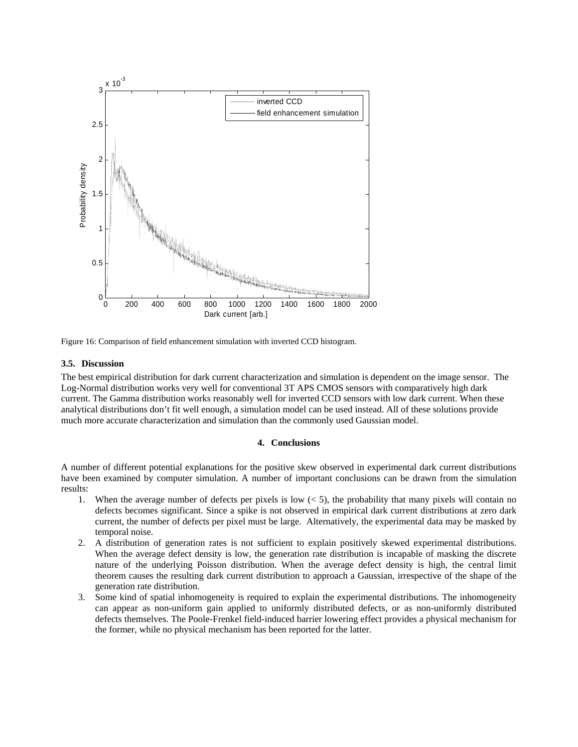Figure 16: Comparison of field enhancement simulation with inverted CCD histogram.

### 3.5. Discussion

The best empirical distribution for dark current characterization and simulation is dependent on the image sensor. The Log-Normal distribution works very well for conventional 3T APS CMOS sensors with comparatively high dark current. The Gamma distribution works reasonably well for inverted CCD sensors with low dark current. When these analytical distributions don't fit well enough, a simulation model can be used instead. All of these solutions provide much more accurate characterization and simulation than the commonly used Gaussian model.

## 4. Conclusions

A number of different potential explanations for the positive skew observed in experimental dark current distributions have been examined by computer simulation. A number of important conclusions can be drawn from the simulation results:

1. When the average number of defects per pixels is low (< 5), the probability that many pixels will contain no defects becomes significant. Since a spike is not observed in empirical dark current distributions at zero dark current, the number of defects per pixel must be large. Alternatively, the experimental data may be masked by temporal noise.
2. A distribution of generation rates is not sufficient to explain positively skewed experimental distributions. When the average defect density is low, the generation rate distribution is incapable of masking the discrete nature of the underlying Poisson distribution. When the average defect density is high, the central limit theorem causes the resulting dark current distribution to approach a Gaussian, irrespective of the shape of the generation rate distribution.
3. Some kind of spatial inhomogeneity is required to explain the experimental distributions. The inhomogeneity can appear as non-uniform gain applied to uniformly distributed defects, or as non-uniformly distributed defects themselves. The Poole-Frenkel field-induced barrier lowering effect provides a physical mechanism for the former, while no physical mechanism has been reported for the latter.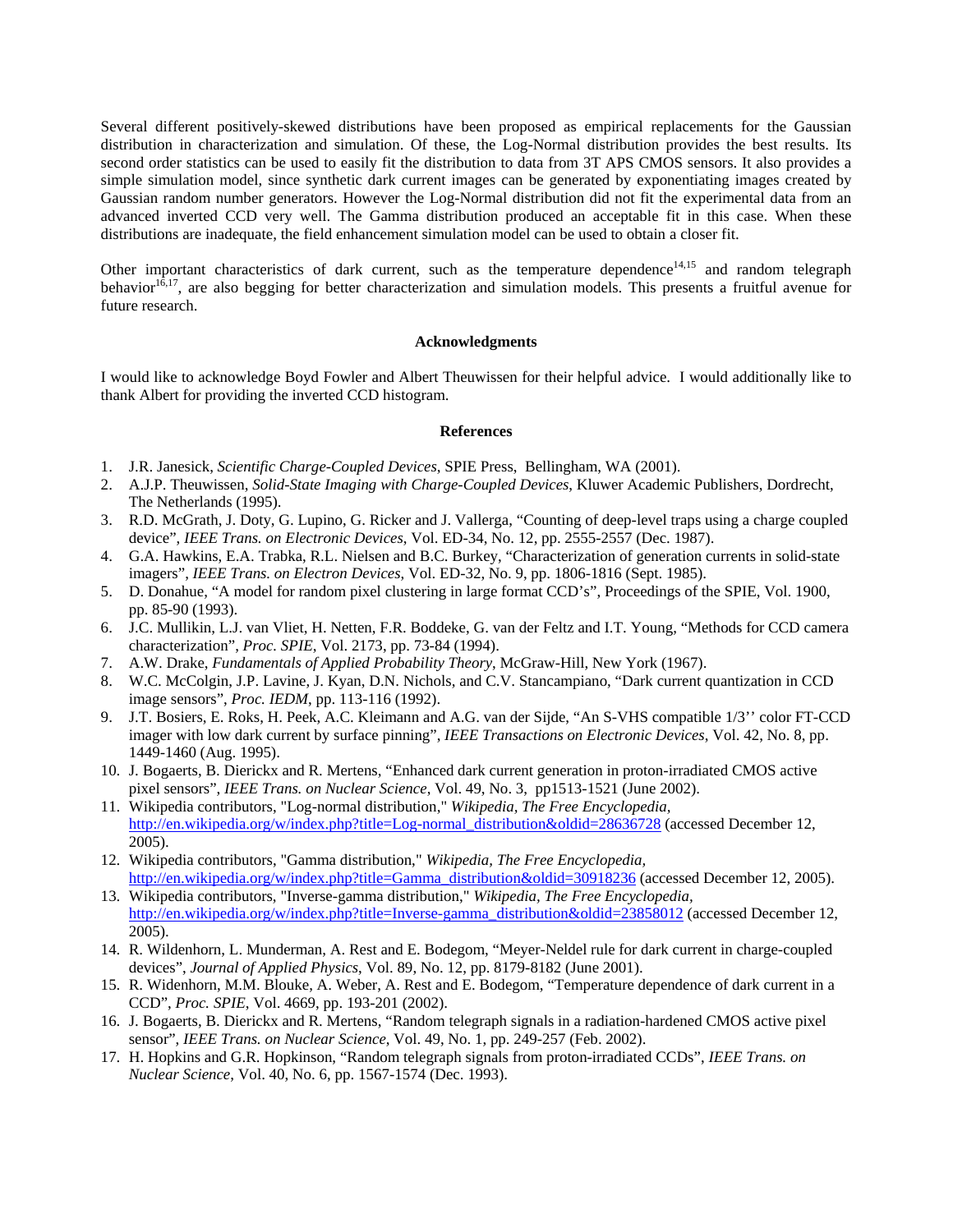Several different positively-skewed distributions have been proposed as empirical replacements for the Gaussian distribution in characterization and simulation. Of these, the Log-Normal distribution provides the best results. Its second order statistics can be used to easily fit the distribution to data from 3T APS CMOS sensors. It also provides a simple simulation model, since synthetic dark current images can be generated by exponentiating images created by Gaussian random number generators. However the Log-Normal distribution did not fit the experimental data from an advanced inverted CCD very well. The Gamma distribution produced an acceptable fit in this case. When these distributions are inadequate, the field enhancement simulation model can be used to obtain a closer fit.

Other important characteristics of dark current, such as the temperature dependence[14,15] and random telegraph behavior[16,17], are also begging for better characterization and simulation models. This presents a fruitful avenue for future research.

### Acknowledgments

I would like to acknowledge Boyd Fowler and Albert Theuwissen for their helpful advice. I would additionally like to thank Albert for providing the inverted CCD histogram.

### References

1. J.R. Janesick, *Scientific Charge-Coupled Devices*, SPIE Press, Bellingham, WA (2001).
2. A.J.P. Theuwissen, *Solid-State Imaging with Charge-Coupled Devices*, Kluwer Academic Publishers, Dordrecht, The Netherlands (1995).
3. R.D. McGrath, J. Doty, G. Lupino, G. Ricker and J. Vallerga, "Counting of deep-level traps using a charge coupled device", *IEEE Trans. on Electronic Devices*, Vol. ED-34, No. 12, pp. 2555-2557 (Dec. 1987).
4. G.A. Hawkins, E.A. Trabka, R.L. Nielsen and B.C. Burkey, "Characterization of generation currents in solid-state imagers", *IEEE Trans. on Electron Devices*, Vol. ED-32, No. 9, pp. 1806-1816 (Sept. 1985).
5. D. Donahue, "A model for random pixel clustering in large format CCD's", Proceedings of the SPIE, Vol. 1900, pp. 85-90 (1993).
6. J.C. Mullikin, L.J. van Vliet, H. Netten, F.R. Boddeke, G. van der Feltz and I.T. Young, "Methods for CCD camera characterization", *Proc. SPIE*, Vol. 2173, pp. 73-84 (1994).
7. A.W. Drake, *Fundamentals of Applied Probability Theory*, McGraw-Hill, New York (1967).
8. W.C. McColgin, J.P. Lavine, J. Kyan, D.N. Nichols, and C.V. Stancampiano, "Dark current quantization in CCD image sensors", *Proc. IEDM*, pp. 113-116 (1992).
9. J.T. Bosiers, E. Roks, H. Peek, A.C. Kleimann and A.G. van der Sijde, "An S-VHS compatible 1/3'' color FT-CCD imager with low dark current by surface pinning", *IEEE Transactions on Electronic Devices*, Vol. 42, No. 8, pp. 1449-1460 (Aug. 1995).
10. J. Bogaerts, B. Dierickx and R. Mertens, "Enhanced dark current generation in proton-irradiated CMOS active pixel sensors", *IEEE Trans. on Nuclear Science*, Vol. 49, No. 3, pp1513-1521 (June 2002).
11. Wikipedia contributors, "Log-normal distribution," *Wikipedia, The Free Encyclopedia,* http://en.wikipedia.org/w/index.php?title=Log-normal_distribution&oldid=28636728 (accessed December 12, 2005).
12. Wikipedia contributors, "Gamma distribution," *Wikipedia, The Free Encyclopedia,* http://en.wikipedia.org/w/index.php?title=Gamma_distribution&oldid=30918236 (accessed December 12, 2005).
13. Wikipedia contributors, "Inverse-gamma distribution," *Wikipedia, The Free Encyclopedia,* http://en.wikipedia.org/w/index.php?title=Inverse-gamma_distribution&oldid=23858012 (accessed December 12, 2005).
14. R. Wildenhorn, L. Munderman, A. Rest and E. Bodegom, "Meyer-Neldel rule for dark current in charge-coupled devices", *Journal of Applied Physics*, Vol. 89, No. 12, pp. 8179-8182 (June 2001).
15. R. Widenhorn, M.M. Blouke, A. Weber, A. Rest and E. Bodegom, "Temperature dependence of dark current in a CCD", *Proc. SPIE*, Vol. 4669, pp. 193-201 (2002).
16. J. Bogaerts, B. Dierickx and R. Mertens, "Random telegraph signals in a radiation-hardened CMOS active pixel sensor", *IEEE Trans. on Nuclear Science*, Vol. 49, No. 1, pp. 249-257 (Feb. 2002).
17. H. Hopkins and G.R. Hopkinson, "Random telegraph signals from proton-irradiated CCDs", *IEEE Trans. on Nuclear Science*, Vol. 40, No. 6, pp. 1567-1574 (Dec. 1993).